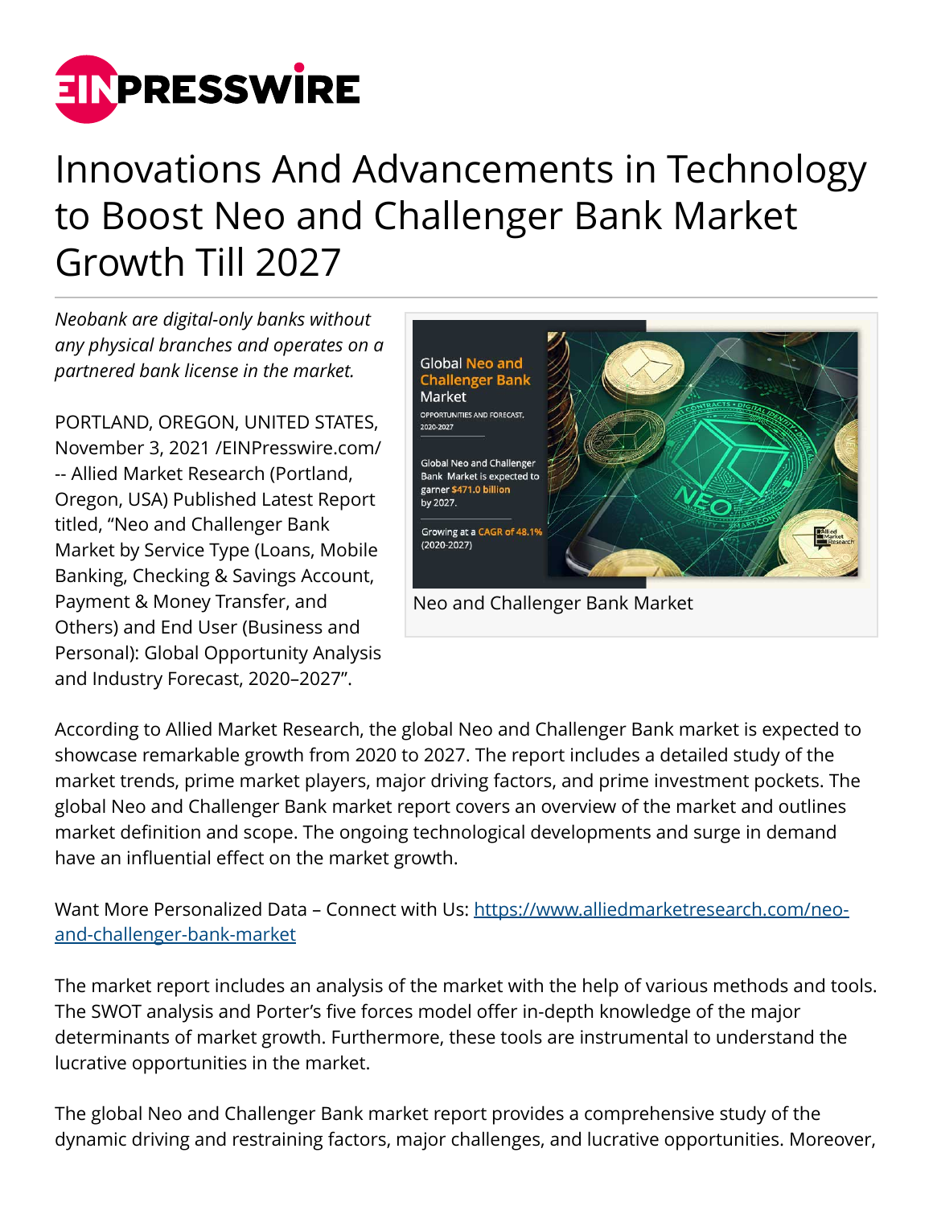# Innovations And Advancements in Technology to Boost Neo and Challenger Bank Market Growth Till 2027

*Neobank are digital-only banks without any physical branches and operates on a partnered bank license in the market.*

PORTLAND, OREGON, UNITED STATES, November 3, 2021 /EINPresswire.com/ -- Allied Market Research (Portland, Oregon, USA) Published Latest Report titled, "Neo and Challenger Bank Market by Service Type (Loans, Mobile Banking, Checking & Savings Account, Payment & Money Transfer, and Others) and End User (Business and Personal): Global Opportunity Analysis and Industry Forecast, 2020–2027".

Neo and Challenger Bank Market

According to Allied Market Research, the global Neo and Challenger Bank market is expected to showcase remarkable growth from 2020 to 2027. The report includes a detailed study of the market trends, prime market players, major driving factors, and prime investment pockets. The global Neo and Challenger Bank market report covers an overview of the market and outlines market definition and scope. The ongoing technological developments and surge in demand have an influential effect on the market growth.

Want More Personalized Data – Connect with Us: [https://www.alliedmarketresearch.com/neo-and-challenger-bank-market](https://www.alliedmarketresearch.com/neo-and-challenger-bank-market)

The market report includes an analysis of the market with the help of various methods and tools. The SWOT analysis and Porter's five forces model offer in-depth knowledge of the major determinants of market growth. Furthermore, these tools are instrumental to understand the lucrative opportunities in the market.

The global Neo and Challenger Bank market report provides a comprehensive study of the dynamic driving and restraining factors, major challenges, and lucrative opportunities. Moreover,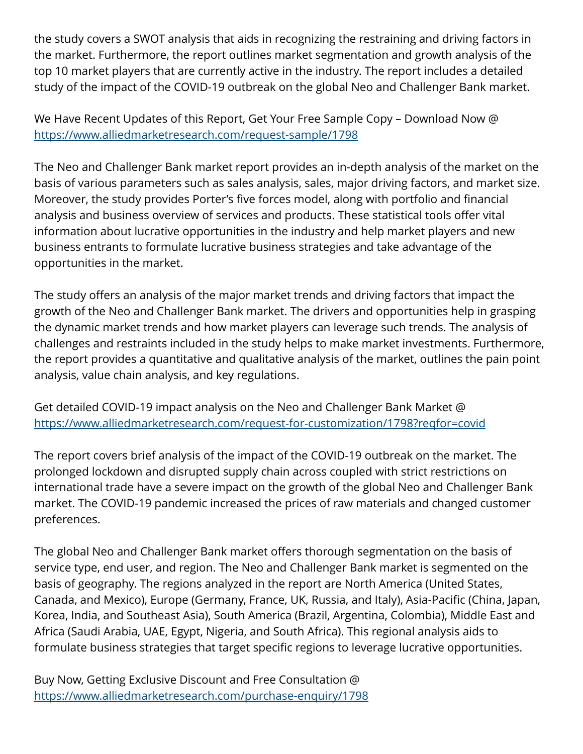the study covers a SWOT analysis that aids in recognizing the restraining and driving factors in the market. Furthermore, the report outlines market segmentation and growth analysis of the top 10 market players that are currently active in the industry. The report includes a detailed study of the impact of the COVID-19 outbreak on the global Neo and Challenger Bank market.

We Have Recent Updates of this Report, Get Your Free Sample Copy – Download Now @ [https://www.alliedmarketresearch.com/request-sample/1798](https://www.alliedmarketresearch.com/request-sample/1798)

The Neo and Challenger Bank market report provides an in-depth analysis of the market on the basis of various parameters such as sales analysis, sales, major driving factors, and market size. Moreover, the study provides Porter's five forces model, along with portfolio and financial analysis and business overview of services and products. These statistical tools offer vital information about lucrative opportunities in the industry and help market players and new business entrants to formulate lucrative business strategies and take advantage of the opportunities in the market.

The study offers an analysis of the major market trends and driving factors that impact the growth of the Neo and Challenger Bank market. The drivers and opportunities help in grasping the dynamic market trends and how market players can leverage such trends. The analysis of challenges and restraints included in the study helps to make market investments. Furthermore, the report provides a quantitative and qualitative analysis of the market, outlines the pain point analysis, value chain analysis, and key regulations.

Get detailed COVID-19 impact analysis on the Neo and Challenger Bank Market @ [https://www.alliedmarketresearch.com/request-for-customization/1798?reqfor=covid](https://www.alliedmarketresearch.com/request-for-customization/1798?reqfor=covid)

The report covers brief analysis of the impact of the COVID-19 outbreak on the market. The prolonged lockdown and disrupted supply chain across coupled with strict restrictions on international trade have a severe impact on the growth of the global Neo and Challenger Bank market. The COVID-19 pandemic increased the prices of raw materials and changed customer preferences.

The global Neo and Challenger Bank market offers thorough segmentation on the basis of service type, end user, and region. The Neo and Challenger Bank market is segmented on the basis of geography. The regions analyzed in the report are North America (United States, Canada, and Mexico), Europe (Germany, France, UK, Russia, and Italy), Asia-Pacific (China, Japan, Korea, India, and Southeast Asia), South America (Brazil, Argentina, Colombia), Middle East and Africa (Saudi Arabia, UAE, Egypt, Nigeria, and South Africa). This regional analysis aids to formulate business strategies that target specific regions to leverage lucrative opportunities.

Buy Now, Getting Exclusive Discount and Free Consultation @ [https://www.alliedmarketresearch.com/purchase-enquiry/1798](https://www.alliedmarketresearch.com/purchase-enquiry/1798)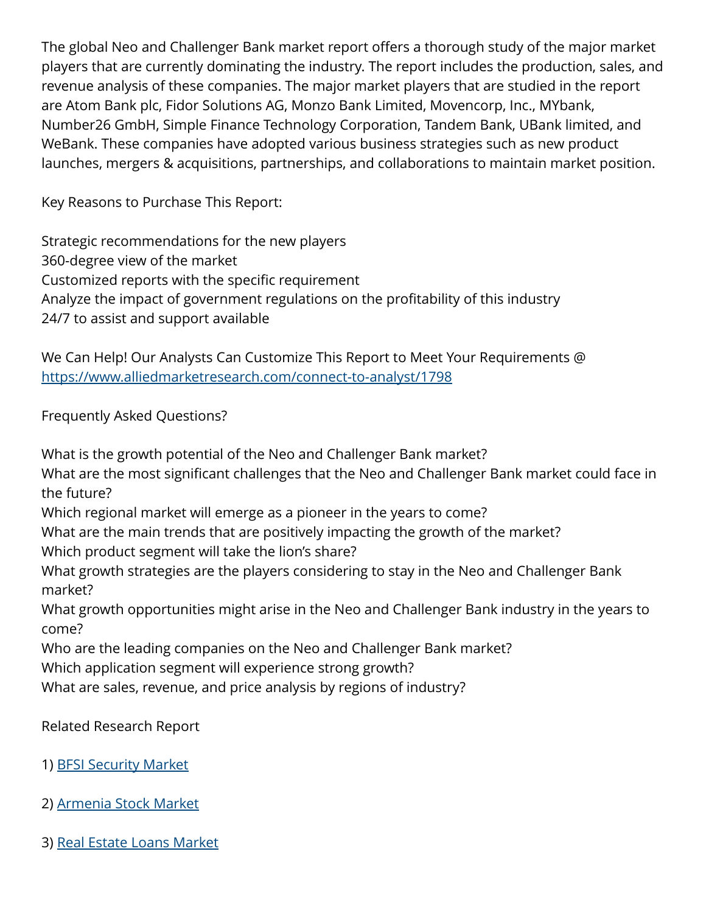The global Neo and Challenger Bank market report offers a thorough study of the major market players that are currently dominating the industry. The report includes the production, sales, and revenue analysis of these companies. The major market players that are studied in the report are Atom Bank plc, Fidor Solutions AG, Monzo Bank Limited, Movencorp, Inc., MYbank, Number26 GmbH, Simple Finance Technology Corporation, Tandem Bank, UBank limited, and WeBank. These companies have adopted various business strategies such as new product launches, mergers & acquisitions, partnerships, and collaborations to maintain market position.

Key Reasons to Purchase This Report:

Strategic recommendations for the new players
360-degree view of the market
Customized reports with the specific requirement
Analyze the impact of government regulations on the profitability of this industry
24/7 to assist and support available

We Can Help! Our Analysts Can Customize This Report to Meet Your Requirements @ [https://www.alliedmarketresearch.com/connect-to-analyst/1798](https://www.alliedmarketresearch.com/connect-to-analyst/1798)

Frequently Asked Questions?

What is the growth potential of the Neo and Challenger Bank market?
What are the most significant challenges that the Neo and Challenger Bank market could face in the future?
Which regional market will emerge as a pioneer in the years to come?
What are the main trends that are positively impacting the growth of the market?
Which product segment will take the lion's share?
What growth strategies are the players considering to stay in the Neo and Challenger Bank market?
What growth opportunities might arise in the Neo and Challenger Bank industry in the years to come?
Who are the leading companies on the Neo and Challenger Bank market?
Which application segment will experience strong growth?
What are sales, revenue, and price analysis by regions of industry?

Related Research Report

1) BFSI Security Market

2) Armenia Stock Market

3) Real Estate Loans Market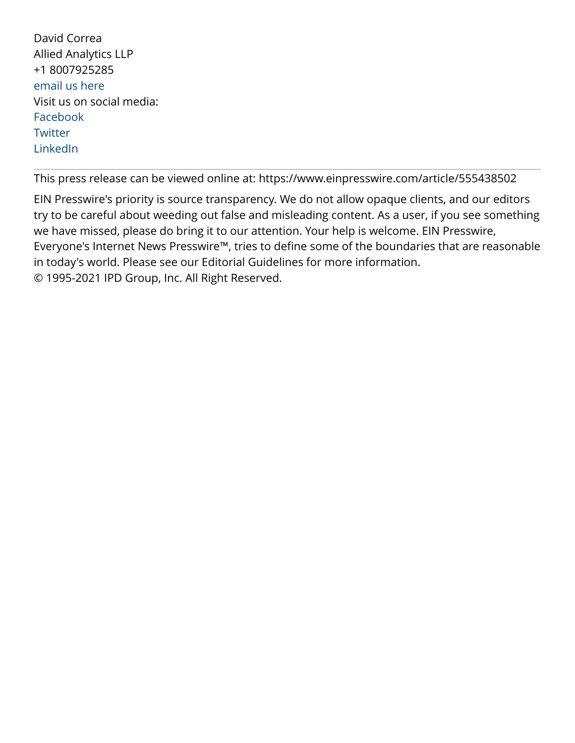David Correa
Allied Analytics LLP
+1 8007925285
email us here
Visit us on social media:
Facebook
Twitter
LinkedIn

---

This press release can be viewed online at: https://www.einpresswire.com/article/555438502

EIN Presswire's priority is source transparency. We do not allow opaque clients, and our editors try to be careful about weeding out false and misleading content. As a user, if you see something we have missed, please do bring it to our attention. Your help is welcome. EIN Presswire, Everyone's Internet News Presswire™, tries to define some of the boundaries that are reasonable in today's world. Please see our Editorial Guidelines for more information.
© 1995-2021 IPD Group, Inc. All Right Reserved.